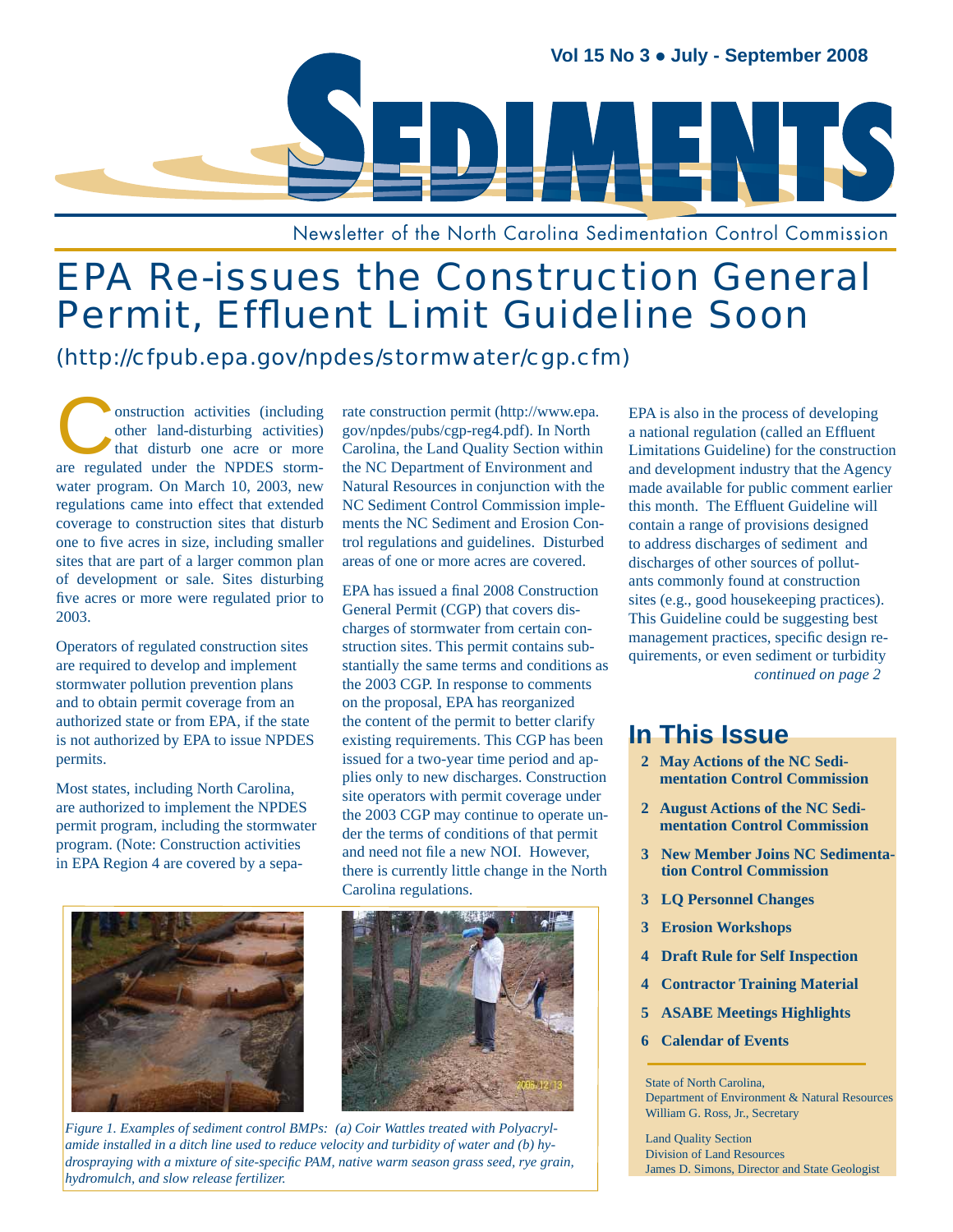# SEDIMENTS

Vol 15 No 3 • July - September 2008

Newsletter of the North Carolina Sedimentation Control Commission

# EPA Re-issues the Construction General Permit, Effluent Limit Guideline Soon

(http://cfpub.epa.gov/npdes/stormwater/cgp.cfm)

Construction activities (including other land-disturbing activities) that disturb one acre or more are regulated under the NPDES stormwater program. On March 10, 2003, new regulations came into effect that extended coverage to construction sites that disturb one to five acres in size, including smaller sites that are part of a larger common plan of development or sale. Sites disturbing five acres or more were regulated prior to 2003.

Operators of regulated construction sites are required to develop and implement stormwater pollution prevention plans and to obtain permit coverage from an authorized state or from EPA, if the state is not authorized by EPA to issue NPDES permits.

Most states, including North Carolina, are authorized to implement the NPDES permit program, including the stormwater program. (Note: Construction activities in EPA Region 4 are covered by a separate construction permit (http://www.epa.gov/npdes/pubs/cgp-reg4.pdf). In North Carolina, the Land Quality Section within the NC Department of Environment and Natural Resources in conjunction with the NC Sediment Control Commission implements the NC Sediment and Erosion Control regulations and guidelines. Disturbed areas of one or more acres are covered.

EPA has issued a final 2008 Construction General Permit (CGP) that covers discharges of stormwater from certain construction sites. This permit contains substantially the same terms and conditions as the 2003 CGP. In response to comments on the proposal, EPA has reorganized the content of the permit to better clarify existing requirements. This CGP has been issued for a two-year time period and applies only to new discharges. Construction site operators with permit coverage under the 2003 CGP may continue to operate under the terms of conditions of that permit and need not file a new NOI. However, there is currently little change in the North Carolina regulations.

EPA is also in the process of developing a national regulation (called an Effluent Limitations Guideline) for the construction and development industry that the Agency made available for public comment earlier this month. The Effluent Guideline will contain a range of provisions designed to address discharges of sediment and discharges of other sources of pollutants commonly found at construction sites (e.g., good housekeeping practices). This Guideline could be suggesting best management practices, specific design requirements, or even sediment or turbidity

*continued on page 2*

*Figure 1. Examples of sediment control BMPs: (a) Coir Wattles treated with Polyacrylamide installed in a ditch line used to reduce velocity and turbidity of water and (b) hydrospraying with a mixture of site-specific PAM, native warm season grass seed, rye grain, hydromulch, and slow release fertilizer.*

## In This Issue

- **2 May Actions of the NC Sedimentation Control Commission**
- **2 August Actions of the NC Sedimentation Control Commission**
- **3 New Member Joins NC Sedimentation Control Commission**
- **3 LQ Personnel Changes**
- **3 Erosion Workshops**
- **4 Draft Rule for Self Inspection**
- **4 Contractor Training Material**
- **5 ASABE Meetings Highlights**
- **6 Calendar of Events**

State of North Carolina,
Department of Environment & Natural Resources
William G. Ross, Jr., Secretary

Land Quality Section
Division of Land Resources
James D. Simons, Director and State Geologist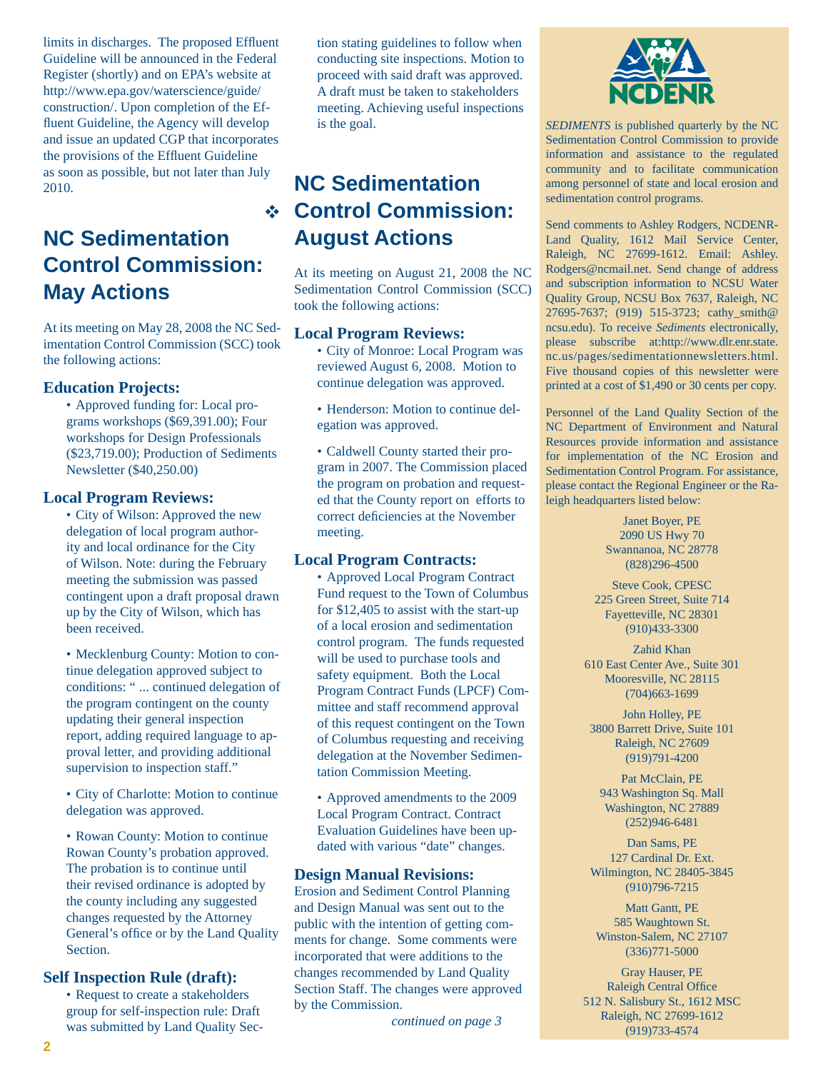limits in discharges. The proposed Effluent Guideline will be announced in the Federal Register (shortly) and on EPA's website at http://www.epa.gov/waterscience/guide/construction/. Upon completion of the Effluent Guideline, the Agency will develop and issue an updated CGP that incorporates the provisions of the Effluent Guideline as soon as possible, but not later than July 2010.

❖

## NC Sedimentation Control Commission: May Actions

At its meeting on May 28, 2008 the NC Sedimentation Control Commission (SCC) took the following actions:

### Education Projects:

- Approved funding for: Local programs workshops ($69,391.00); Four workshops for Design Professionals ($23,719.00); Production of Sediments Newsletter ($40,250.00)

### Local Program Reviews:

- City of Wilson: Approved the new delegation of local program authority and local ordinance for the City of Wilson. Note: during the February meeting the submission was passed contingent upon a draft proposal drawn up by the City of Wilson, which has been received.

- Mecklenburg County: Motion to continue delegation approved subject to conditions: " ... continued delegation of the program contingent on the county updating their general inspection report, adding required language to approval letter, and providing additional supervision to inspection staff."

- City of Charlotte: Motion to continue delegation was approved.

- Rowan County: Motion to continue Rowan County's probation approved. The probation is to continue until their revised ordinance is adopted by the county including any suggested changes requested by the Attorney General's office or by the Land Quality Section.

### Self Inspection Rule (draft):

- Request to create a stakeholders group for self-inspection rule: Draft was submitted by Land Quality Section stating guidelines to follow when conducting site inspections. Motion to proceed with said draft was approved. A draft must be taken to stakeholders meeting. Achieving useful inspections is the goal.

## NC Sedimentation Control Commission: August Actions

At its meeting on August 21, 2008 the NC Sedimentation Control Commission (SCC) took the following actions:

### Local Program Reviews:

- City of Monroe: Local Program was reviewed August 6, 2008. Motion to continue delegation was approved.

- Henderson: Motion to continue delegation was approved.

- Caldwell County started their program in 2007. The Commission placed the program on probation and requested that the County report on efforts to correct deficiencies at the November meeting.

### Local Program Contracts:

- Approved Local Program Contract Fund request to the Town of Columbus for $12,405 to assist with the start-up of a local erosion and sedimentation control program. The funds requested will be used to purchase tools and safety equipment. Both the Local Program Contract Funds (LPCF) Committee and staff recommend approval of this request contingent on the Town of Columbus requesting and receiving delegation at the November Sedimentation Commission Meeting.

- Approved amendments to the 2009 Local Program Contract. Contract Evaluation Guidelines have been updated with various "date" changes.

### Design Manual Revisions:

Erosion and Sediment Control Planning and Design Manual was sent out to the public with the intention of getting comments for change. Some comments were incorporated that were additions to the changes recommended by Land Quality Section Staff. The changes were approved by the Commission.

*continued on page 3*

---

NCDENR

*SEDIMENTS* is published quarterly by the NC Sedimentation Control Commission to provide information and assistance to the regulated community and to facilitate communication among personnel of state and local erosion and sedimentation control programs.

Send comments to Ashley Rodgers, NCDENR-Land Quality, 1612 Mail Service Center, Raleigh, NC 27699-1612. Email: Ashley.Rodgers@ncmail.net. Send change of address and subscription information to NCSU Water Quality Group, NCSU Box 7637, Raleigh, NC 27695-7637; (919) 515-3723; cathy_smith@ncsu.edu). To receive *Sediments* electronically, please subscribe at:http://www.dlr.enr.state.nc.us/pages/sedimentationnewsletters.html. Five thousand copies of this newsletter were printed at a cost of $1,490 or 30 cents per copy.

Personnel of the Land Quality Section of the NC Department of Environment and Natural Resources provide information and assistance for implementation of the NC Erosion and Sedimentation Control Program. For assistance, please contact the Regional Engineer or the Raleigh headquarters listed below:

Janet Boyer, PE
2090 US Hwy 70
Swannanoa, NC 28778
(828)296-4500

Steve Cook, CPESC
225 Green Street, Suite 714
Fayetteville, NC 28301
(910)433-3300

Zahid Khan
610 East Center Ave., Suite 301
Mooresville, NC 28115
(704)663-1699

John Holley, PE
3800 Barrett Drive, Suite 101
Raleigh, NC 27609
(919)791-4200

Pat McClain, PE
943 Washington Sq. Mall
Washington, NC 27889
(252)946-6481

Dan Sams, PE
127 Cardinal Dr. Ext.
Wilmington, NC 28405-3845
(910)796-7215

Matt Gantt, PE
585 Waughtown St.
Winston-Salem, NC 27107
(336)771-5000

Gray Hauser, PE
Raleigh Central Office
512 N. Salisbury St., 1612 MSC
Raleigh, NC 27699-1612
(919)733-4574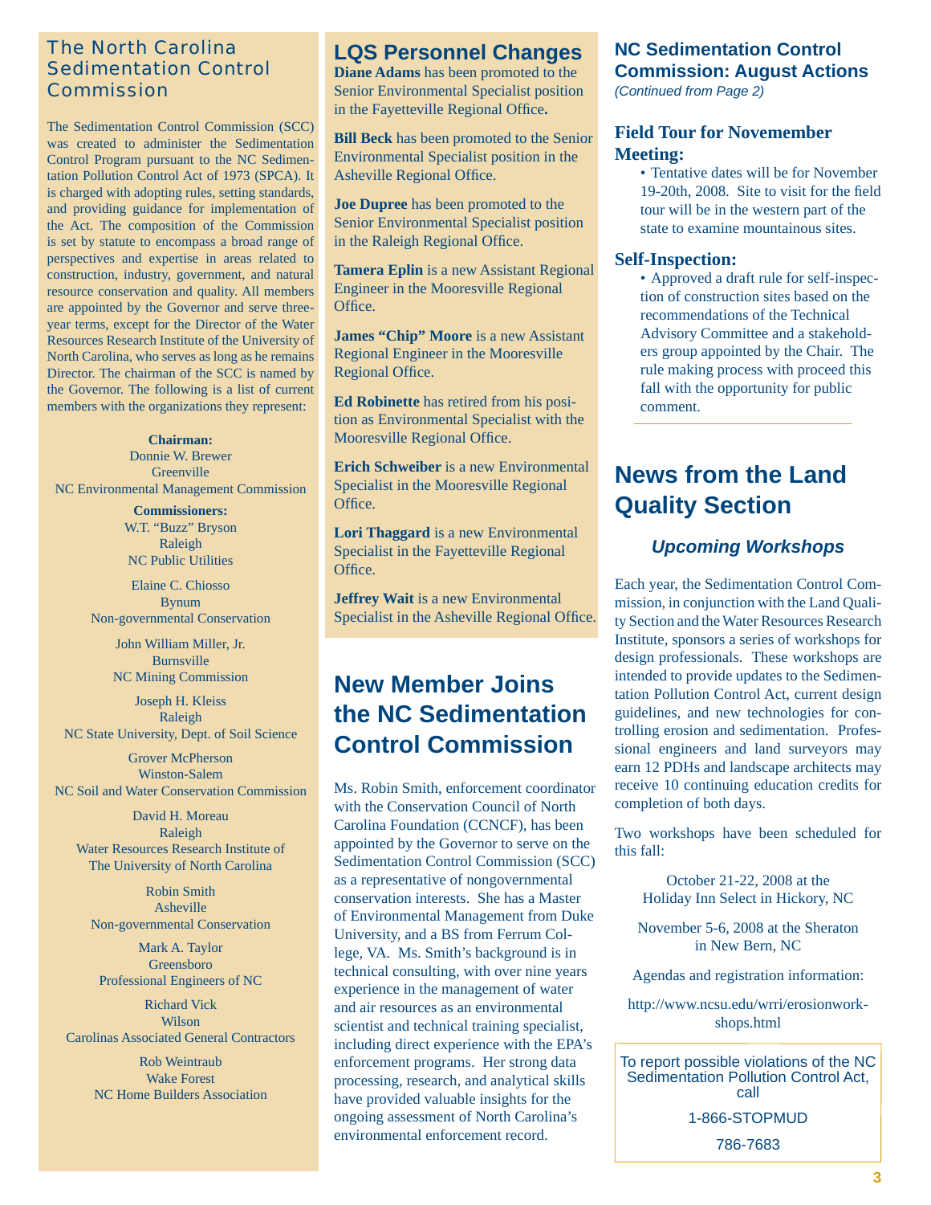## The North Carolina Sedimentation Control Commission

The Sedimentation Control Commission (SCC) was created to administer the Sedimentation Control Program pursuant to the NC Sedimentation Pollution Control Act of 1973 (SPCA). It is charged with adopting rules, setting standards, and providing guidance for implementation of the Act. The composition of the Commission is set by statute to encompass a broad range of perspectives and expertise in areas related to construction, industry, government, and natural resource conservation and quality. All members are appointed by the Governor and serve three-year terms, except for the Director of the Water Resources Research Institute of the University of North Carolina, who serves as long as he remains Director. The chairman of the SCC is named by the Governor. The following is a list of current members with the organizations they represent:

**Chairman:**
Donnie W. Brewer
Greenville
NC Environmental Management Commission

**Commissioners:**
W.T. “Buzz” Bryson
Raleigh
NC Public Utilities

Elaine C. Chiosso
Bynum
Non-governmental Conservation

John William Miller, Jr.
Burnsville
NC Mining Commission

Joseph H. Kleiss
Raleigh
NC State University, Dept. of Soil Science

Grover McPherson
Winston-Salem
NC Soil and Water Conservation Commission

David H. Moreau
Raleigh
Water Resources Research Institute of The University of North Carolina

Robin Smith
Asheville
Non-governmental Conservation

Mark A. Taylor
Greensboro
Professional Engineers of NC

Richard Vick
Wilson
Carolinas Associated General Contractors

Rob Weintraub
Wake Forest
NC Home Builders Association

## LQS Personnel Changes

**Diane Adams** has been promoted to the Senior Environmental Specialist position in the Fayetteville Regional Office.

**Bill Beck** has been promoted to the Senior Environmental Specialist position in the Asheville Regional Office.

**Joe Dupree** has been promoted to the Senior Environmental Specialist position in the Raleigh Regional Office.

**Tamera Eplin** is a new Assistant Regional Engineer in the Mooresville Regional Office.

**James “Chip” Moore** is a new Assistant Regional Engineer in the Mooresville Regional Office.

**Ed Robinette** has retired from his position as Environmental Specialist with the Mooresville Regional Office.

**Erich Schweiber** is a new Environmental Specialist in the Mooresville Regional Office.

**Lori Thaggard** is a new Environmental Specialist in the Fayetteville Regional Office.

**Jeffrey Wait** is a new Environmental Specialist in the Asheville Regional Office.

## New Member Joins the NC Sedimentation Control Commission

Ms. Robin Smith, enforcement coordinator with the Conservation Council of North Carolina Foundation (CCNCF), has been appointed by the Governor to serve on the Sedimentation Control Commission (SCC) as a representative of nongovernmental conservation interests. She has a Master of Environmental Management from Duke University, and a BS from Ferrum College, VA. Ms. Smith’s background is in technical consulting, with over nine years experience in the management of water and air resources as an environmental scientist and technical training specialist, including direct experience with the EPA’s enforcement programs. Her strong data processing, research, and analytical skills have provided valuable insights for the ongoing assessment of North Carolina’s environmental enforcement record.

## NC Sedimentation Control Commission: August Actions

*(Continued from Page 2)*

### Field Tour for Novemember Meeting:

- Tentative dates will be for November 19-20th, 2008. Site to visit for the field tour will be in the western part of the state to examine mountainous sites.

### Self-Inspection:

- Approved a draft rule for self-inspection of construction sites based on the recommendations of the Technical Advisory Committee and a stakeholders group appointed by the Chair. The rule making process with proceed this fall with the opportunity for public comment.

## News from the Land Quality Section

### *Upcoming Workshops*

Each year, the Sedimentation Control Commission, in conjunction with the Land Quality Section and the Water Resources Research Institute, sponsors a series of workshops for design professionals. These workshops are intended to provide updates to the Sedimentation Pollution Control Act, current design guidelines, and new technologies for controlling erosion and sedimentation. Professional engineers and land surveyors may earn 12 PDHs and landscape architects may receive 10 continuing education credits for completion of both days.

Two workshops have been scheduled for this fall:

October 21-22, 2008 at the Holiday Inn Select in Hickory, NC

November 5-6, 2008 at the Sheraton in New Bern, NC

Agendas and registration information:

http://www.ncsu.edu/wrri/erosionworkshops.html

To report possible violations of the NC Sedimentation Pollution Control Act, call

1-866-STOPMUD

786-7683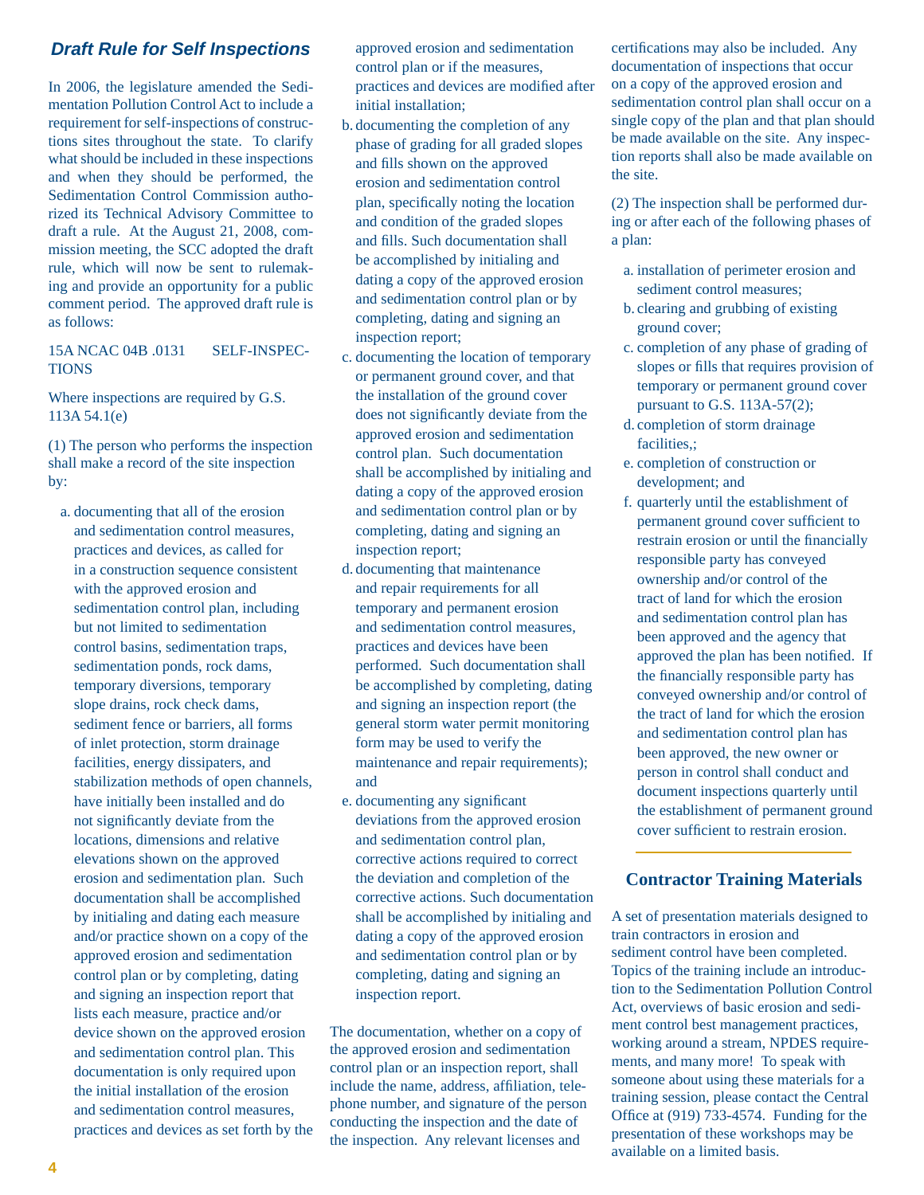## *Draft Rule for Self Inspections*

In 2006, the legislature amended the Sedimentation Pollution Control Act to include a requirement for self-inspections of constructions sites throughout the state. To clarify what should be included in these inspections and when they should be performed, the Sedimentation Control Commission authorized its Technical Advisory Committee to draft a rule. At the August 21, 2008, commission meeting, the SCC adopted the draft rule, which will now be sent to rulemaking and provide an opportunity for a public comment period. The approved draft rule is as follows:

15A NCAC 04B .0131 SELF-INSPECTIONS

Where inspections are required by G.S. 113A 54.1(e)

(1) The person who performs the inspection shall make a record of the site inspection by:

a. documenting that all of the erosion and sedimentation control measures, practices and devices, as called for in a construction sequence consistent with the approved erosion and sedimentation control plan, including but not limited to sedimentation control basins, sedimentation traps, sedimentation ponds, rock dams, temporary diversions, temporary slope drains, rock check dams, sediment fence or barriers, all forms of inlet protection, storm drainage facilities, energy dissipaters, and stabilization methods of open channels, have initially been installed and do not significantly deviate from the locations, dimensions and relative elevations shown on the approved erosion and sedimentation plan. Such documentation shall be accomplished by initialing and dating each measure and/or practice shown on a copy of the approved erosion and sedimentation control plan or by completing, dating and signing an inspection report that lists each measure, practice and/or device shown on the approved erosion and sedimentation control plan. This documentation is only required upon the initial installation of the erosion and sedimentation control measures, practices and devices as set forth by the approved erosion and sedimentation control plan or if the measures, practices and devices are modified after initial installation;

b. documenting the completion of any phase of grading for all graded slopes and fills shown on the approved erosion and sedimentation control plan, specifically noting the location and condition of the graded slopes and fills. Such documentation shall be accomplished by initialing and dating a copy of the approved erosion and sedimentation control plan or by completing, dating and signing an inspection report;

c. documenting the location of temporary or permanent ground cover, and that the installation of the ground cover does not significantly deviate from the approved erosion and sedimentation control plan. Such documentation shall be accomplished by initialing and dating a copy of the approved erosion and sedimentation control plan or by completing, dating and signing an inspection report;

d. documenting that maintenance and repair requirements for all temporary and permanent erosion and sedimentation control measures, practices and devices have been performed. Such documentation shall be accomplished by completing, dating and signing an inspection report (the general storm water permit monitoring form may be used to verify the maintenance and repair requirements); and

e. documenting any significant deviations from the approved erosion and sedimentation control plan, corrective actions required to correct the deviation and completion of the corrective actions. Such documentation shall be accomplished by initialing and dating a copy of the approved erosion and sedimentation control plan or by completing, dating and signing an inspection report.

The documentation, whether on a copy of the approved erosion and sedimentation control plan or an inspection report, shall include the name, address, affiliation, telephone number, and signature of the person conducting the inspection and the date of the inspection. Any relevant licenses and certifications may also be included. Any documentation of inspections that occur on a copy of the approved erosion and sedimentation control plan shall occur on a single copy of the plan and that plan should be made available on the site. Any inspection reports shall also be made available on the site.

(2) The inspection shall be performed during or after each of the following phases of a plan:

a. installation of perimeter erosion and sediment control measures;
b. clearing and grubbing of existing ground cover;
c. completion of any phase of grading of slopes or fills that requires provision of temporary or permanent ground cover pursuant to G.S. 113A-57(2);
d. completion of storm drainage facilities,;
e. completion of construction or development; and
f. quarterly until the establishment of permanent ground cover sufficient to restrain erosion or until the financially responsible party has conveyed ownership and/or control of the tract of land for which the erosion and sedimentation control plan has been approved and the agency that approved the plan has been notified. If the financially responsible party has conveyed ownership and/or control of the tract of land for which the erosion and sedimentation control plan has been approved, the new owner or person in control shall conduct and document inspections quarterly until the establishment of permanent ground cover sufficient to restrain erosion.

## Contractor Training Materials

A set of presentation materials designed to train contractors in erosion and sediment control have been completed. Topics of the training include an introduction to the Sedimentation Pollution Control Act, overviews of basic erosion and sediment control best management practices, working around a stream, NPDES requirements, and many more! To speak with someone about using these materials for a training session, please contact the Central Office at (919) 733-4574. Funding for the presentation of these workshops may be available on a limited basis.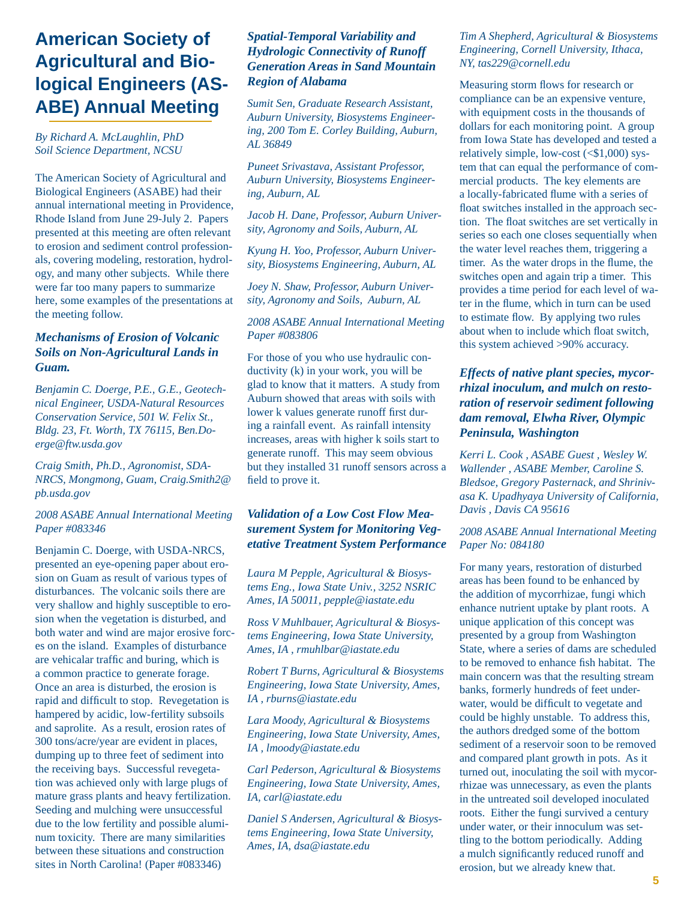# American Society of Agricultural and Biological Engineers (ASABE) Annual Meeting

*By Richard A. McLaughlin, PhD*
*Soil Science Department, NCSU*

The American Society of Agricultural and Biological Engineers (ASABE) had their annual international meeting in Providence, Rhode Island from June 29-July 2. Papers presented at this meeting are often relevant to erosion and sediment control professionals, covering modeling, restoration, hydrology, and many other subjects. While there were far too many papers to summarize here, some examples of the presentations at the meeting follow.

### *Mechanisms of Erosion of Volcanic Soils on Non-Agricultural Lands in Guam.*

*Benjamin C. Doerge, P.E., G.E., Geotechnical Engineer, USDA-Natural Resources Conservation Service, 501 W. Felix St., Bldg. 23, Ft. Worth, TX 76115, Ben.Doerge@ftw.usda.gov*

*Craig Smith, Ph.D., Agronomist, SDA-NRCS, Mongmong, Guam, Craig.Smith2@pb.usda.gov*

*2008 ASABE Annual International Meeting Paper #083346*

Benjamin C. Doerge, with USDA-NRCS, presented an eye-opening paper about erosion on Guam as result of various types of disturbances. The volcanic soils there are very shallow and highly susceptible to erosion when the vegetation is disturbed, and both water and wind are major erosive forces on the island. Examples of disturbance are vehicular traffic and buring, which is a common practice to generate forage. Once an area is disturbed, the erosion is rapid and difficult to stop. Revegetation is hampered by acidic, low-fertility subsoils and saprolite. As a result, erosion rates of 300 tons/acre/year are evident in places, dumping up to three feet of sediment into the receiving bays. Successful revegetation was achieved only with large plugs of mature grass plants and heavy fertilization. Seeding and mulching were unsuccessful due to the low fertility and possible aluminum toxicity. There are many similarities between these situations and construction sites in North Carolina! (Paper #083346)

### *Spatial-Temporal Variability and Hydrologic Connectivity of Runoff Generation Areas in Sand Mountain Region of Alabama*

*Sumit Sen, Graduate Research Assistant, Auburn University, Biosystems Engineering, 200 Tom E. Corley Building, Auburn, AL 36849*

*Puneet Srivastava, Assistant Professor, Auburn University, Biosystems Engineering, Auburn, AL*

*Jacob H. Dane, Professor, Auburn University, Agronomy and Soils, Auburn, AL*

*Kyung H. Yoo, Professor, Auburn University, Biosystems Engineering, Auburn, AL*

*Joey N. Shaw, Professor, Auburn University, Agronomy and Soils, Auburn, AL*

*2008 ASABE Annual International Meeting Paper #083806*

For those of you who use hydraulic conductivity (k) in your work, you will be glad to know that it matters. A study from Auburn showed that areas with soils with lower k values generate runoff first during a rainfall event. As rainfall intensity increases, areas with higher k soils start to generate runoff. This may seem obvious but they installed 31 runoff sensors across a field to prove it.

### *Validation of a Low Cost Flow Measurement System for Monitoring Vegetative Treatment System Performance*

*Laura M Pepple, Agricultural & Biosystems Eng., Iowa State Univ., 3252 NSRIC Ames, IA 50011, pepple@iastate.edu*

*Ross V Muhlbauer, Agricultural & Biosystems Engineering, Iowa State University, Ames, IA , rmuhlbar@iastate.edu*

*Robert T Burns, Agricultural & Biosystems Engineering, Iowa State University, Ames, IA , rburns@iastate.edu*

*Lara Moody, Agricultural & Biosystems Engineering, Iowa State University, Ames, IA , lmoody@iastate.edu*

*Carl Pederson, Agricultural & Biosystems Engineering, Iowa State University, Ames, IA, carl@iastate.edu*

*Daniel S Andersen, Agricultural & Biosystems Engineering, Iowa State University, Ames, IA, dsa@iastate.edu*

*Tim A Shepherd, Agricultural & Biosystems Engineering, Cornell University, Ithaca, NY, tas229@cornell.edu*

Measuring storm flows for research or compliance can be an expensive venture, with equipment costs in the thousands of dollars for each monitoring point. A group from Iowa State has developed and tested a relatively simple, low-cost (<$1,000) system that can equal the performance of commercial products. The key elements are a locally-fabricated flume with a series of float switches installed in the approach section. The float switches are set vertically in series so each one closes sequentially when the water level reaches them, triggering a timer. As the water drops in the flume, the switches open and again trip a timer. This provides a time period for each level of water in the flume, which in turn can be used to estimate flow. By applying two rules about when to include which float switch, this system achieved >90% accuracy.

### *Effects of native plant species, mycorrhizal inoculum, and mulch on restoration of reservoir sediment following dam removal, Elwha River, Olympic Peninsula, Washington*

*Kerri L. Cook , ASABE Guest , Wesley W. Wallender , ASABE Member, Caroline S. Bledsoe, Gregory Pasternack, and Shrinivasa K. Upadhyaya University of California, Davis , Davis CA 95616*

*2008 ASABE Annual International Meeting Paper No: 084180*

For many years, restoration of disturbed areas has been found to be enhanced by the addition of mycorrhizae, fungi which enhance nutrient uptake by plant roots. A unique application of this concept was presented by a group from Washington State, where a series of dams are scheduled to be removed to enhance fish habitat. The main concern was that the resulting stream banks, formerly hundreds of feet underwater, would be difficult to vegetate and could be highly unstable. To address this, the authors dredged some of the bottom sediment of a reservoir soon to be removed and compared plant growth in pots. As it turned out, inoculating the soil with mycorrhizae was unnecessary, as even the plants in the untreated soil developed inoculated roots. Either the fungi survived a century under water, or their innoculum was settling to the bottom periodically. Adding a mulch significantly reduced runoff and erosion, but we already knew that.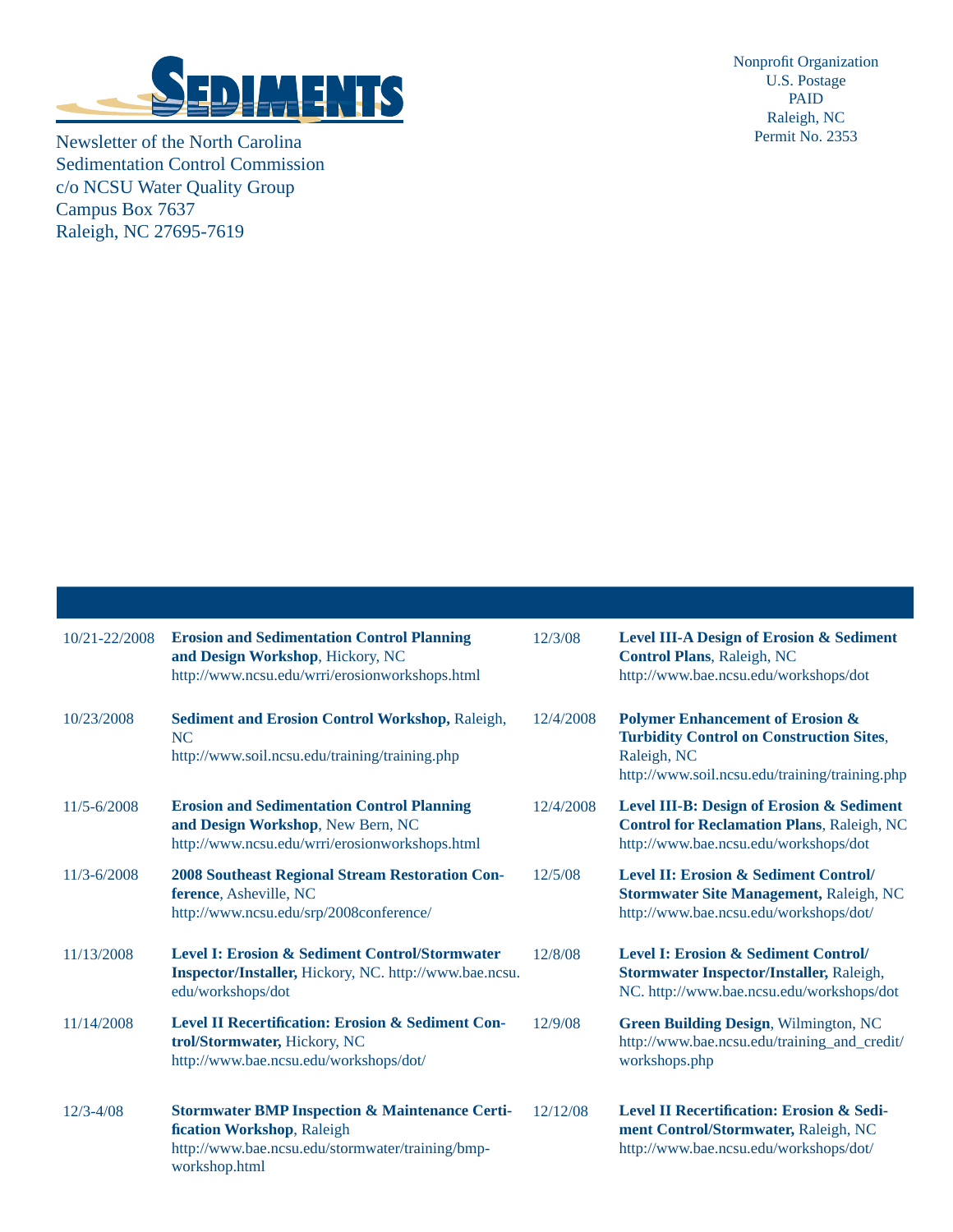# SEDIMENTS

Newsletter of the North Carolina
Sedimentation Control Commission
c/o NCSU Water Quality Group
Campus Box 7637
Raleigh, NC 27695-7619

Nonprofit Organization
U.S. Postage
PAID
Raleigh, NC
Permit No. 2353

| | |
|---|---|
| 10/21-22/2008 | **Erosion and Sedimentation Control Planning and Design Workshop**, Hickory, NC http://www.ncsu.edu/wrri/erosionworkshops.html |
| 10/23/2008 | **Sediment and Erosion Control Workshop,** Raleigh, NC http://www.soil.ncsu.edu/training/training.php |
| 11/5-6/2008 | **Erosion and Sedimentation Control Planning and Design Workshop**, New Bern, NC http://www.ncsu.edu/wrri/erosionworkshops.html |
| 11/3-6/2008 | **2008 Southeast Regional Stream Restoration Conference**, Asheville, NC http://www.ncsu.edu/srp/2008conference/ |
| 11/13/2008 | **Level I: Erosion & Sediment Control/Stormwater Inspector/Installer,** Hickory, NC. http://www.bae.ncsu.edu/workshops/dot |
| 11/14/2008 | **Level II Recertification: Erosion & Sediment Control/Stormwater,** Hickory, NC http://www.bae.ncsu.edu/workshops/dot/ |
| 12/3-4/08 | **Stormwater BMP Inspection & Maintenance Certification Workshop**, Raleigh http://www.bae.ncsu.edu/stormwater/training/bmp-workshop.html |
| 12/3/08 | **Level III-A Design of Erosion & Sediment Control Plans**, Raleigh, NC http://www.bae.ncsu.edu/workshops/dot |
| 12/4/2008 | **Polymer Enhancement of Erosion & Turbidity Control on Construction Sites**, Raleigh, NC http://www.soil.ncsu.edu/training/training.php |
| 12/4/2008 | **Level III-B: Design of Erosion & Sediment Control for Reclamation Plans**, Raleigh, NC http://www.bae.ncsu.edu/workshops/dot |
| 12/5/08 | **Level II: Erosion & Sediment Control/Stormwater Site Management,** Raleigh, NC http://www.bae.ncsu.edu/workshops/dot/ |
| 12/8/08 | **Level I: Erosion & Sediment Control/Stormwater Inspector/Installer,** Raleigh, NC. http://www.bae.ncsu.edu/workshops/dot |
| 12/9/08 | **Green Building Design**, Wilmington, NC http://www.bae.ncsu.edu/training_and_credit/workshops.php |
| 12/12/08 | **Level II Recertification: Erosion & Sediment Control/Stormwater,** Raleigh, NC http://www.bae.ncsu.edu/workshops/dot/ |